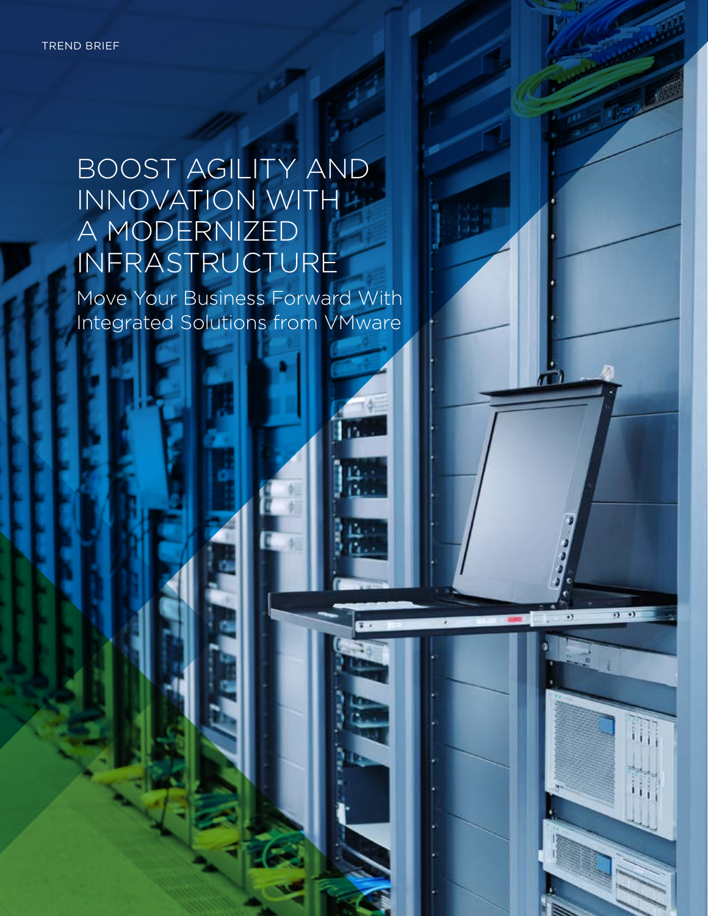TREND BRIEF

# BOOST AGILITY AND INNOVATION WITH A MODERNIZED INFRASTRUCTURE

## Move Your Business Forward With Integrated Solutions from VMware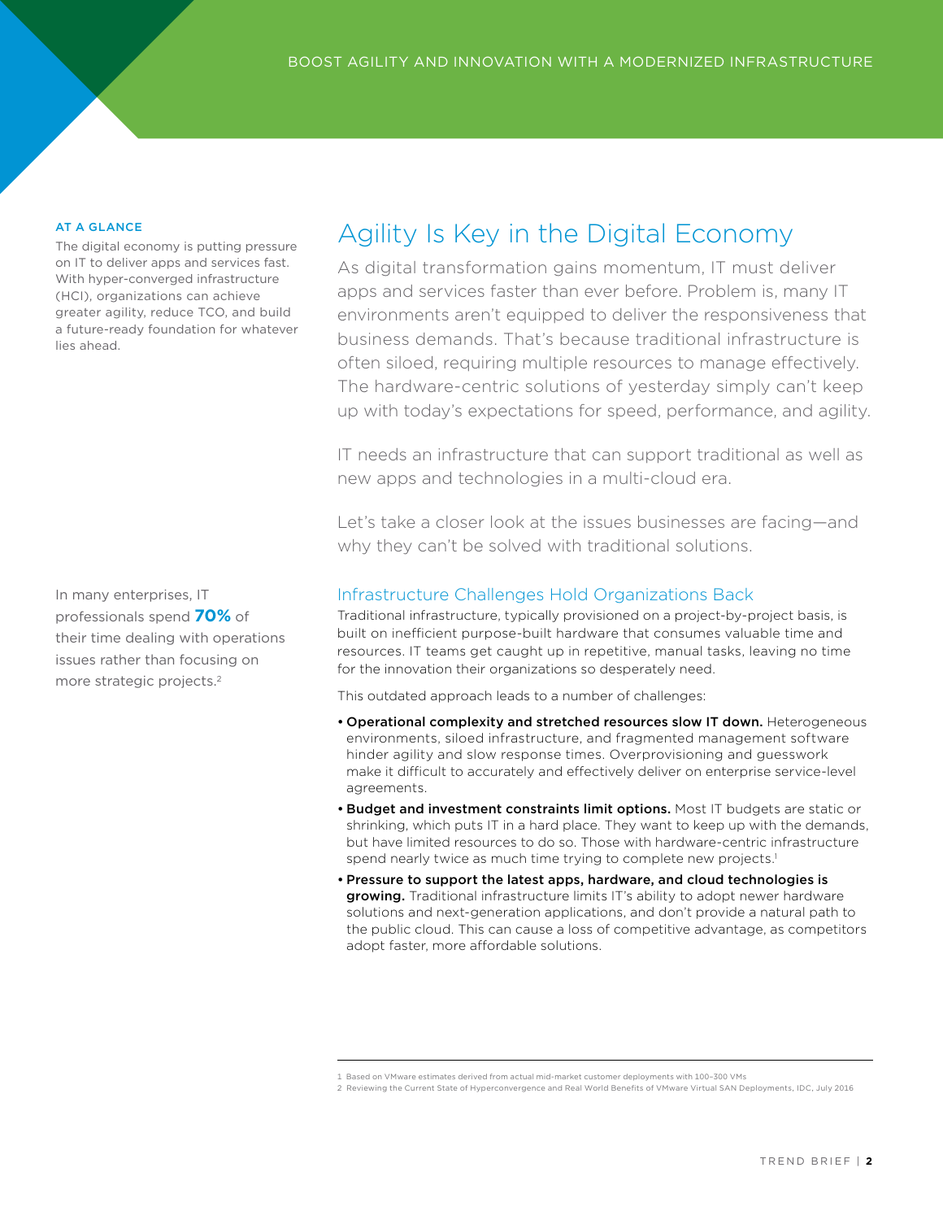**AT A GLANCE**

The digital economy is putting pressure on IT to deliver apps and services fast. With hyper-converged infrastructure (HCI), organizations can achieve greater agility, reduce TCO, and build a future-ready foundation for whatever lies ahead.

# Agility Is Key in the Digital Economy

As digital transformation gains momentum, IT must deliver apps and services faster than ever before. Problem is, many IT environments aren't equipped to deliver the responsiveness that business demands. That's because traditional infrastructure is often siloed, requiring multiple resources to manage effectively. The hardware-centric solutions of yesterday simply can't keep up with today's expectations for speed, performance, and agility.

IT needs an infrastructure that can support traditional as well as new apps and technologies in a multi-cloud era.

Let's take a closer look at the issues businesses are facing—and why they can't be solved with traditional solutions.

In many enterprises, IT professionals spend **70%** of their time dealing with operations issues rather than focusing on more strategic projects.[2]

## Infrastructure Challenges Hold Organizations Back

Traditional infrastructure, typically provisioned on a project-by-project basis, is built on inefficient purpose-built hardware that consumes valuable time and resources. IT teams get caught up in repetitive, manual tasks, leaving no time for the innovation their organizations so desperately need.

This outdated approach leads to a number of challenges:

- **Operational complexity and stretched resources slow IT down.** Heterogeneous environments, siloed infrastructure, and fragmented management software hinder agility and slow response times. Overprovisioning and guesswork make it difficult to accurately and effectively deliver on enterprise service-level agreements.
- **Budget and investment constraints limit options.** Most IT budgets are static or shrinking, which puts IT in a hard place. They want to keep up with the demands, but have limited resources to do so. Those with hardware-centric infrastructure spend nearly twice as much time trying to complete new projects.[1]
- **Pressure to support the latest apps, hardware, and cloud technologies is growing.** Traditional infrastructure limits IT's ability to adopt newer hardware solutions and next-generation applications, and don't provide a natural path to the public cloud. This can cause a loss of competitive advantage, as competitors adopt faster, more affordable solutions.

---

1 Based on VMware estimates derived from actual mid-market customer deployments with 100–300 VMs

2 Reviewing the Current State of Hyperconvergence and Real World Benefits of VMware Virtual SAN Deployments, IDC, July 2016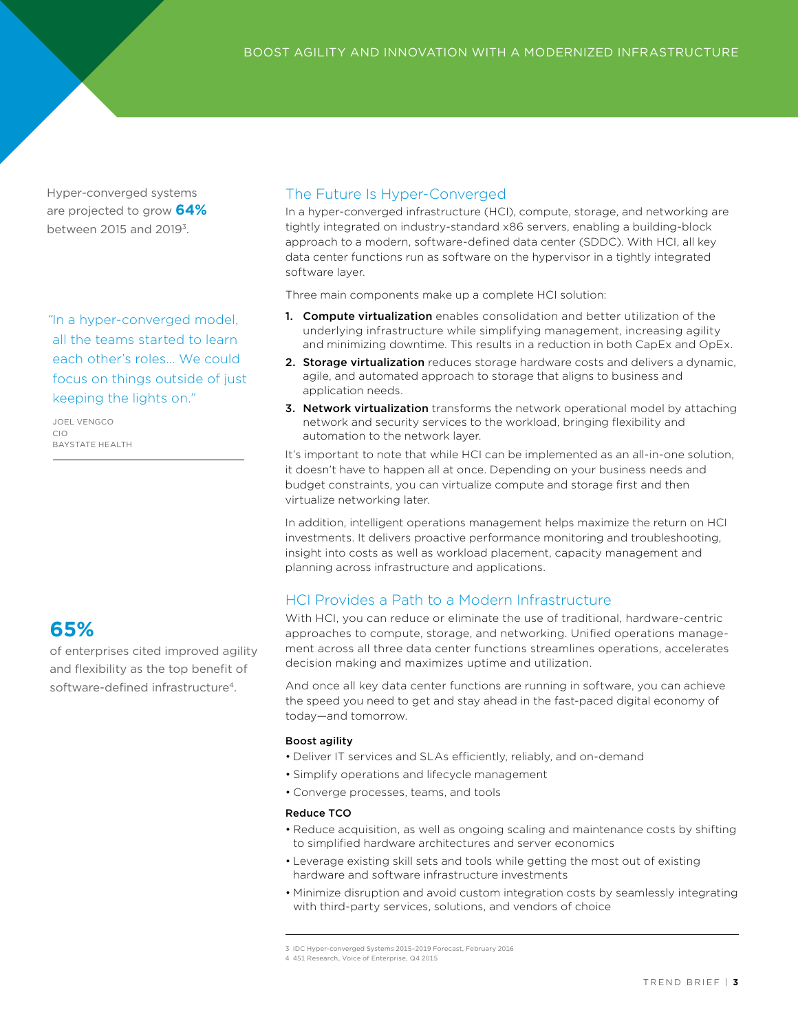Hyper-converged systems are projected to grow **64%** between 2015 and 2019[3].

"In a hyper-converged model, all the teams started to learn each other's roles… We could focus on things outside of just keeping the lights on."

JOEL VENGCO
CIO
BAYSTATE HEALTH

## The Future Is Hyper-Converged

In a hyper-converged infrastructure (HCI), compute, storage, and networking are tightly integrated on industry-standard x86 servers, enabling a building-block approach to a modern, software-defined data center (SDDC). With HCI, all key data center functions run as software on the hypervisor in a tightly integrated software layer.

Three main components make up a complete HCI solution:

1. **Compute virtualization** enables consolidation and better utilization of the underlying infrastructure while simplifying management, increasing agility and minimizing downtime. This results in a reduction in both CapEx and OpEx.
2. **Storage virtualization** reduces storage hardware costs and delivers a dynamic, agile, and automated approach to storage that aligns to business and application needs.
3. **Network virtualization** transforms the network operational model by attaching network and security services to the workload, bringing flexibility and automation to the network layer.

It's important to note that while HCI can be implemented as an all-in-one solution, it doesn't have to happen all at once. Depending on your business needs and budget constraints, you can virtualize compute and storage first and then virtualize networking later.

In addition, intelligent operations management helps maximize the return on HCI investments. It delivers proactive performance monitoring and troubleshooting, insight into costs as well as workload placement, capacity management and planning across infrastructure and applications.

**65%**

of enterprises cited improved agility and flexibility as the top benefit of software-defined infrastructure[4].

## HCI Provides a Path to a Modern Infrastructure

With HCI, you can reduce or eliminate the use of traditional, hardware-centric approaches to compute, storage, and networking. Unified operations management across all three data center functions streamlines operations, accelerates decision making and maximizes uptime and utilization.

And once all key data center functions are running in software, you can achieve the speed you need to get and stay ahead in the fast-paced digital economy of today—and tomorrow.

**Boost agility**

- Deliver IT services and SLAs efficiently, reliably, and on-demand
- Simplify operations and lifecycle management
- Converge processes, teams, and tools

**Reduce TCO**

- Reduce acquisition, as well as ongoing scaling and maintenance costs by shifting to simplified hardware architectures and server economics
- Leverage existing skill sets and tools while getting the most out of existing hardware and software infrastructure investments
- Minimize disruption and avoid custom integration costs by seamlessly integrating with third-party services, solutions, and vendors of choice

3 IDC Hyper-converged Systems 2015–2019 Forecast, February 2016
4 451 Research, Voice of Enterprise, Q4 2015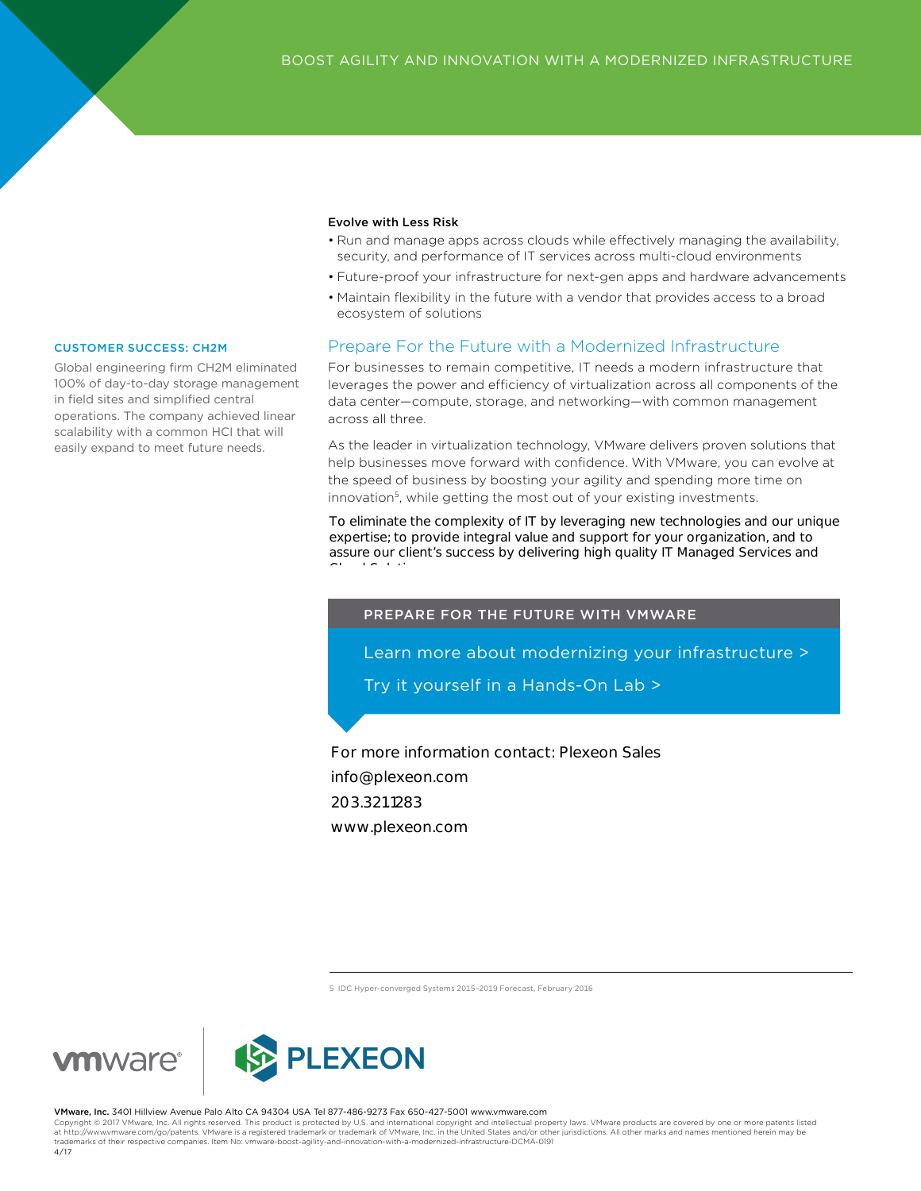**Evolve with Less Risk**

- Run and manage apps across clouds while effectively managing the availability, security, and performance of IT services across multi-cloud environments
- Future-proof your infrastructure for next-gen apps and hardware advancements
- Maintain flexibility in the future with a vendor that provides access to a broad ecosystem of solutions

**CUSTOMER SUCCESS: CH2M**

Global engineering firm CH2M eliminated 100% of day-to-day storage management in field sites and simplified central operations. The company achieved linear scalability with a common HCI that will easily expand to meet future needs.

## Prepare For the Future with a Modernized Infrastructure

For businesses to remain competitive, IT needs a modern infrastructure that leverages the power and efficiency of virtualization across all components of the data center—compute, storage, and networking—with common management across all three.

As the leader in virtualization technology, VMware delivers proven solutions that help businesses move forward with confidence. With VMware, you can evolve at the speed of business by boosting your agility and spending more time on innovation[5], while getting the most out of your existing investments.

To eliminate the complexity of IT by leveraging new technologies and our unique expertise; to provide integral value and support for your organization, and to assure our client's success by delivering high quality IT Managed Services and Cloud Solutions

**PREPARE FOR THE FUTURE WITH VMWARE**

Learn more about modernizing your infrastructure >

Try it yourself in a Hands-On Lab >

For more information contact: Plexeon Sales

info@plexeon.com

203.321.1283

www.plexeon.com

5 IDC Hyper-converged Systems 2015-2019 Forecast, February 2016

vmware | PLEXEON

**VMware, Inc.** 3401 Hillview Avenue Palo Alto CA 94304 USA Tel 877-486-9273 Fax 650-427-5001 www.vmware.com
Copyright © 2017 VMware, Inc. All rights reserved. This product is protected by U.S. and international copyright and intellectual property laws. VMware products are covered by one or more patents listed at http://www.vmware.com/go/patents. VMware is a registered trademark or trademark of VMware, Inc. in the United States and/or other jurisdictions. All other marks and names mentioned herein may be trademarks of their respective companies. Item No: vmware-boost-agility-and-innovation-with-a-modernized-infrastructure-DCMA-0191
4/17